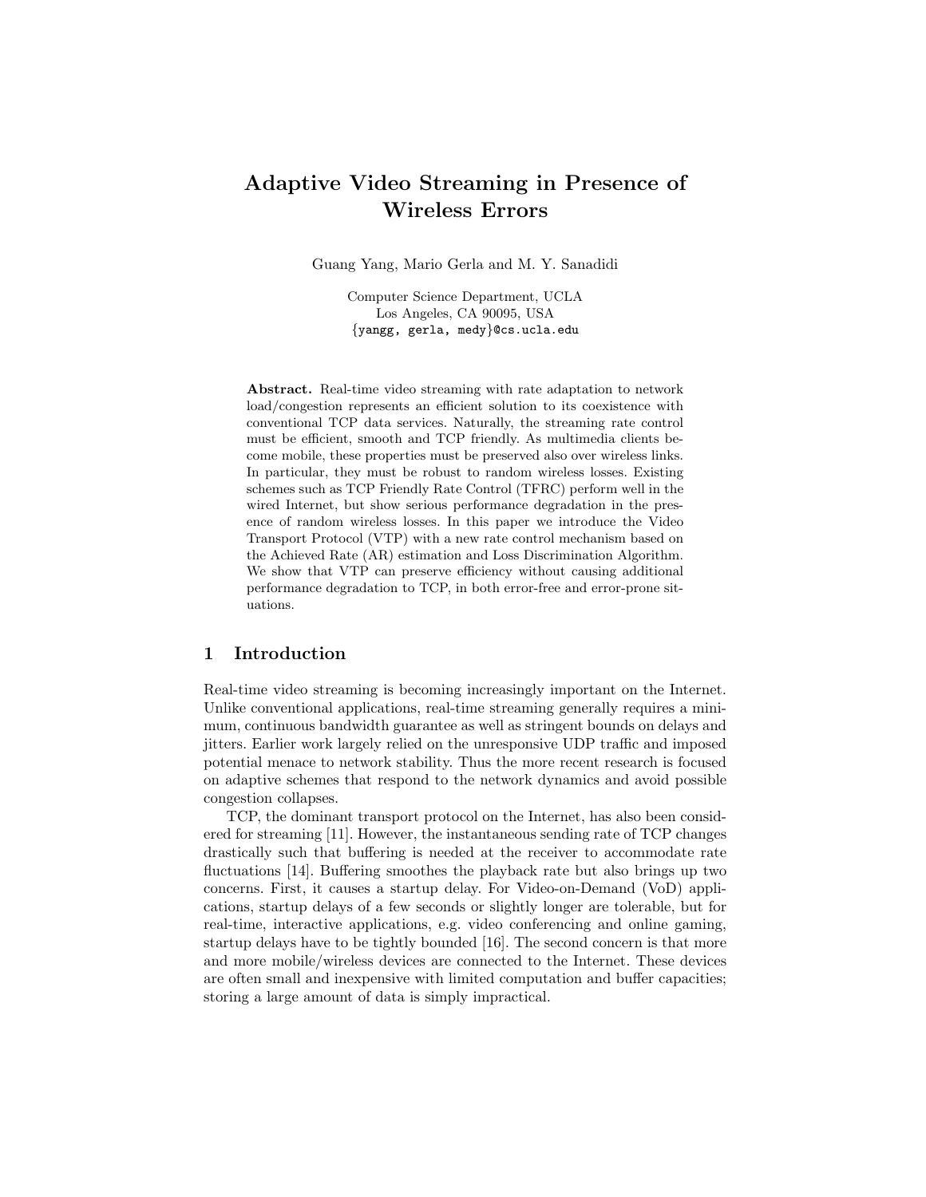# Adaptive Video Streaming in Presence of Wireless Errors

Guang Yang, Mario Gerla and M. Y. Sanadidi

Computer Science Department, UCLA
Los Angeles, CA 90095, USA
{yangg, gerla, medy}@cs.ucla.edu

**Abstract.** Real-time video streaming with rate adaptation to network load/congestion represents an efficient solution to its coexistence with conventional TCP data services. Naturally, the streaming rate control must be efficient, smooth and TCP friendly. As multimedia clients become mobile, these properties must be preserved also over wireless links. In particular, they must be robust to random wireless losses. Existing schemes such as TCP Friendly Rate Control (TFRC) perform well in the wired Internet, but show serious performance degradation in the presence of random wireless losses. In this paper we introduce the Video Transport Protocol (VTP) with a new rate control mechanism based on the Achieved Rate (AR) estimation and Loss Discrimination Algorithm. We show that VTP can preserve efficiency without causing additional performance degradation to TCP, in both error-free and error-prone situations.

## 1 Introduction

Real-time video streaming is becoming increasingly important on the Internet. Unlike conventional applications, real-time streaming generally requires a minimum, continuous bandwidth guarantee as well as stringent bounds on delays and jitters. Earlier work largely relied on the unresponsive UDP traffic and imposed potential menace to network stability. Thus the more recent research is focused on adaptive schemes that respond to the network dynamics and avoid possible congestion collapses.

TCP, the dominant transport protocol on the Internet, has also been considered for streaming [11]. However, the instantaneous sending rate of TCP changes drastically such that buffering is needed at the receiver to accommodate rate fluctuations [14]. Buffering smoothes the playback rate but also brings up two concerns. First, it causes a startup delay. For Video-on-Demand (VoD) applications, startup delays of a few seconds or slightly longer are tolerable, but for real-time, interactive applications, e.g. video conferencing and online gaming, startup delays have to be tightly bounded [16]. The second concern is that more and more mobile/wireless devices are connected to the Internet. These devices are often small and inexpensive with limited computation and buffer capacities; storing a large amount of data is simply impractical.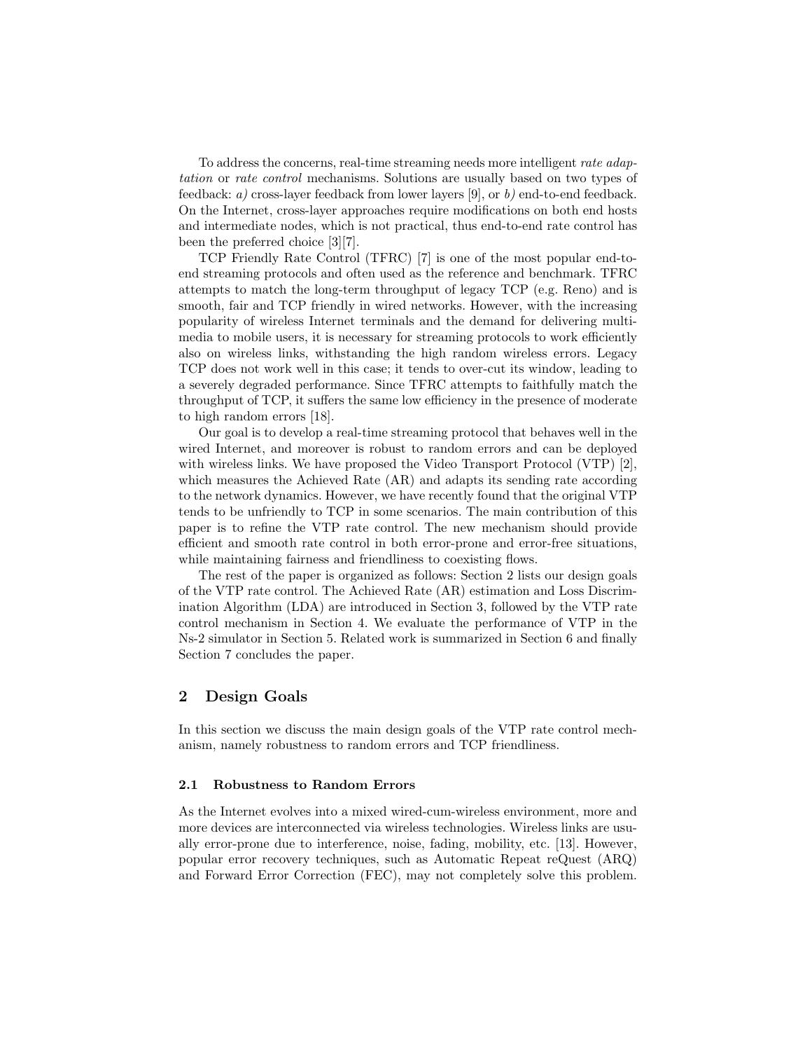To address the concerns, real-time streaming needs more intelligent *rate adaptation* or *rate control* mechanisms. Solutions are usually based on two types of feedback: *a)* cross-layer feedback from lower layers [9], or *b)* end-to-end feedback. On the Internet, cross-layer approaches require modifications on both end hosts and intermediate nodes, which is not practical, thus end-to-end rate control has been the preferred choice [3][7].

TCP Friendly Rate Control (TFRC) [7] is one of the most popular end-to-end streaming protocols and often used as the reference and benchmark. TFRC attempts to match the long-term throughput of legacy TCP (e.g. Reno) and is smooth, fair and TCP friendly in wired networks. However, with the increasing popularity of wireless Internet terminals and the demand for delivering multimedia to mobile users, it is necessary for streaming protocols to work efficiently also on wireless links, withstanding the high random wireless errors. Legacy TCP does not work well in this case; it tends to over-cut its window, leading to a severely degraded performance. Since TFRC attempts to faithfully match the throughput of TCP, it suffers the same low efficiency in the presence of moderate to high random errors [18].

Our goal is to develop a real-time streaming protocol that behaves well in the wired Internet, and moreover is robust to random errors and can be deployed with wireless links. We have proposed the Video Transport Protocol (VTP) [2], which measures the Achieved Rate (AR) and adapts its sending rate according to the network dynamics. However, we have recently found that the original VTP tends to be unfriendly to TCP in some scenarios. The main contribution of this paper is to refine the VTP rate control. The new mechanism should provide efficient and smooth rate control in both error-prone and error-free situations, while maintaining fairness and friendliness to coexisting flows.

The rest of the paper is organized as follows: Section 2 lists our design goals of the VTP rate control. The Achieved Rate (AR) estimation and Loss Discrimination Algorithm (LDA) are introduced in Section 3, followed by the VTP rate control mechanism in Section 4. We evaluate the performance of VTP in the Ns-2 simulator in Section 5. Related work is summarized in Section 6 and finally Section 7 concludes the paper.

## 2 Design Goals

In this section we discuss the main design goals of the VTP rate control mechanism, namely robustness to random errors and TCP friendliness.

### 2.1 Robustness to Random Errors

As the Internet evolves into a mixed wired-cum-wireless environment, more and more devices are interconnected via wireless technologies. Wireless links are usually error-prone due to interference, noise, fading, mobility, etc. [13]. However, popular error recovery techniques, such as Automatic Repeat reQuest (ARQ) and Forward Error Correction (FEC), may not completely solve this problem.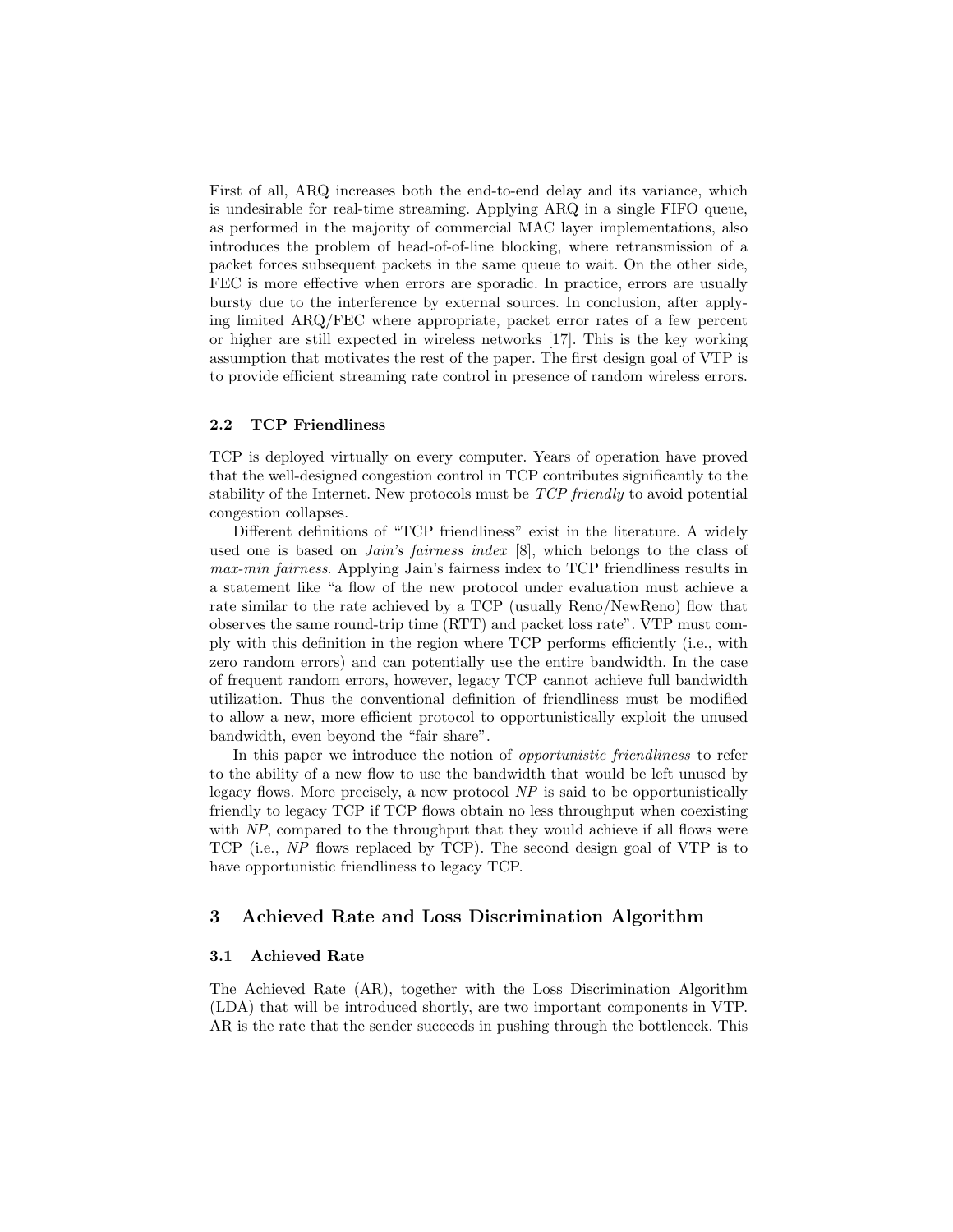First of all, ARQ increases both the end-to-end delay and its variance, which is undesirable for real-time streaming. Applying ARQ in a single FIFO queue, as performed in the majority of commercial MAC layer implementations, also introduces the problem of head-of-of-line blocking, where retransmission of a packet forces subsequent packets in the same queue to wait. On the other side, FEC is more effective when errors are sporadic. In practice, errors are usually bursty due to the interference by external sources. In conclusion, after applying limited ARQ/FEC where appropriate, packet error rates of a few percent or higher are still expected in wireless networks [17]. This is the key working assumption that motivates the rest of the paper. The first design goal of VTP is to provide efficient streaming rate control in presence of random wireless errors.

### 2.2 TCP Friendliness

TCP is deployed virtually on every computer. Years of operation have proved that the well-designed congestion control in TCP contributes significantly to the stability of the Internet. New protocols must be *TCP friendly* to avoid potential congestion collapses.

Different definitions of "TCP friendliness" exist in the literature. A widely used one is based on *Jain's fairness index* [8], which belongs to the class of *max-min fairness*. Applying Jain's fairness index to TCP friendliness results in a statement like "a flow of the new protocol under evaluation must achieve a rate similar to the rate achieved by a TCP (usually Reno/NewReno) flow that observes the same round-trip time (RTT) and packet loss rate". VTP must comply with this definition in the region where TCP performs efficiently (i.e., with zero random errors) and can potentially use the entire bandwidth. In the case of frequent random errors, however, legacy TCP cannot achieve full bandwidth utilization. Thus the conventional definition of friendliness must be modified to allow a new, more efficient protocol to opportunistically exploit the unused bandwidth, even beyond the "fair share".

In this paper we introduce the notion of *opportunistic friendliness* to refer to the ability of a new flow to use the bandwidth that would be left unused by legacy flows. More precisely, a new protocol *NP* is said to be opportunistically friendly to legacy TCP if TCP flows obtain no less throughput when coexisting with *NP*, compared to the throughput that they would achieve if all flows were TCP (i.e., *NP* flows replaced by TCP). The second design goal of VTP is to have opportunistic friendliness to legacy TCP.

## 3 Achieved Rate and Loss Discrimination Algorithm

### 3.1 Achieved Rate

The Achieved Rate (AR), together with the Loss Discrimination Algorithm (LDA) that will be introduced shortly, are two important components in VTP. AR is the rate that the sender succeeds in pushing through the bottleneck. This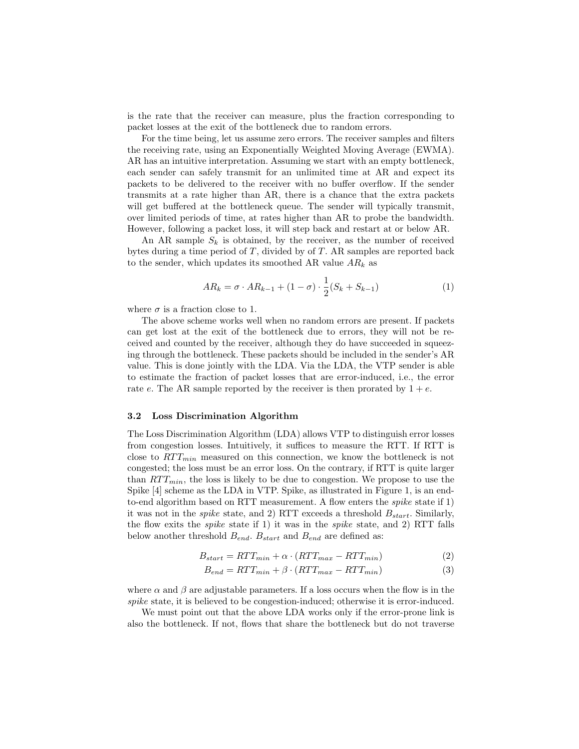is the rate that the receiver can measure, plus the fraction corresponding to packet losses at the exit of the bottleneck due to random errors.

For the time being, let us assume zero errors. The receiver samples and filters the receiving rate, using an Exponentially Weighted Moving Average (EWMA). AR has an intuitive interpretation. Assuming we start with an empty bottleneck, each sender can safely transmit for an unlimited time at AR and expect its packets to be delivered to the receiver with no buffer overflow. If the sender transmits at a rate higher than AR, there is a chance that the extra packets will get buffered at the bottleneck queue. The sender will typically transmit, over limited periods of time, at rates higher than AR to probe the bandwidth. However, following a packet loss, it will step back and restart at or below AR.

An AR sample $S_k$ is obtained, by the receiver, as the number of received bytes during a time period of $T$, divided by of $T$. AR samples are reported back to the sender, which updates its smoothed AR value $AR_k$ as

$$AR_k = \sigma \cdot AR_{k-1} + (1 - \sigma) \cdot \frac{1}{2}(S_k + S_{k-1}) \tag{1}$$

where $\sigma$ is a fraction close to 1.

The above scheme works well when no random errors are present. If packets can get lost at the exit of the bottleneck due to errors, they will not be received and counted by the receiver, although they do have succeeded in squeezing through the bottleneck. These packets should be included in the sender's AR value. This is done jointly with the LDA. Via the LDA, the VTP sender is able to estimate the fraction of packet losses that are error-induced, i.e., the error rate $e$. The AR sample reported by the receiver is then prorated by $1 + e$.

### 3.2 Loss Discrimination Algorithm

The Loss Discrimination Algorithm (LDA) allows VTP to distinguish error losses from congestion losses. Intuitively, it suffices to measure the RTT. If RTT is close to $RTT_{min}$ measured on this connection, we know the bottleneck is not congested; the loss must be an error loss. On the contrary, if RTT is quite larger than $RTT_{min}$, the loss is likely to be due to congestion. We propose to use the Spike [4] scheme as the LDA in VTP. Spike, as illustrated in Figure 1, is an end-to-end algorithm based on RTT measurement. A flow enters the *spike* state if 1) it was not in the *spike* state, and 2) RTT exceeds a threshold $B_{start}$. Similarly, the flow exits the *spike* state if 1) it was in the *spike* state, and 2) RTT falls below another threshold $B_{end}$. $B_{start}$ and $B_{end}$ are defined as:

$$B_{start} = RTT_{min} + \alpha \cdot (RTT_{max} - RTT_{min}) \tag{2}$$

$$B_{end} = RTT_{min} + \beta \cdot (RTT_{max} - RTT_{min}) \tag{3}$$

where $\alpha$ and $\beta$ are adjustable parameters. If a loss occurs when the flow is in the *spike* state, it is believed to be congestion-induced; otherwise it is error-induced.

We must point out that the above LDA works only if the error-prone link is also the bottleneck. If not, flows that share the bottleneck but do not traverse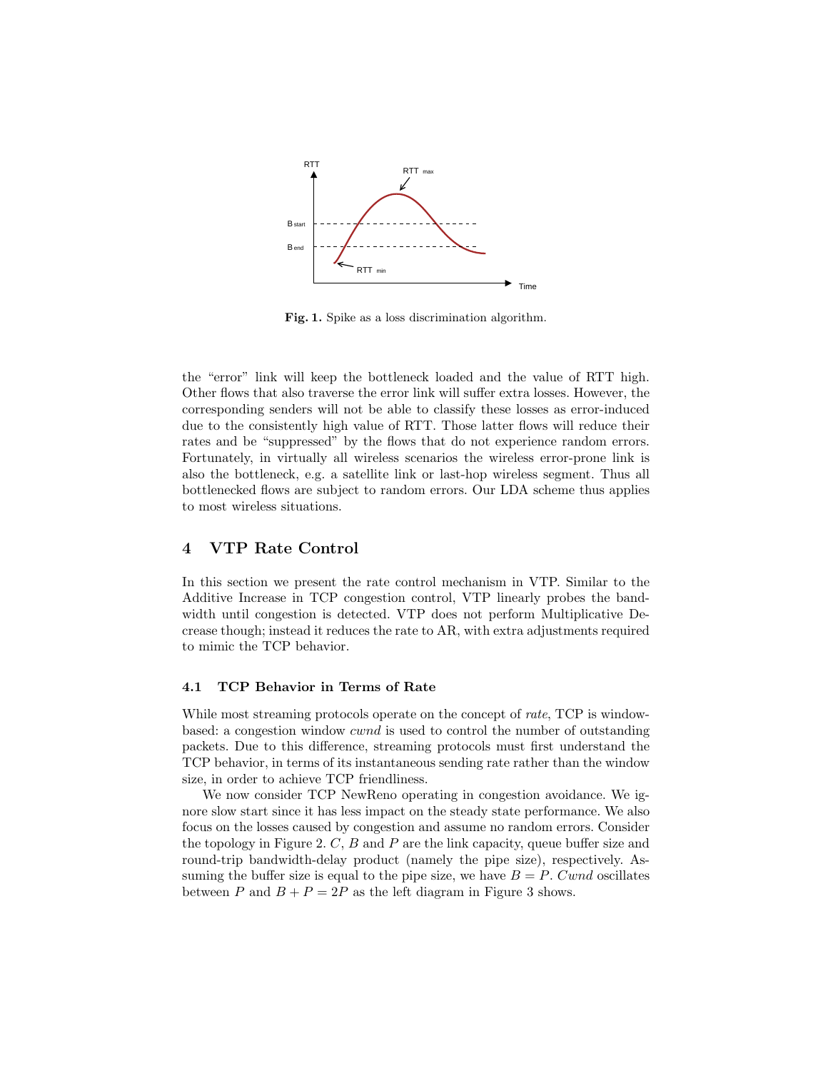RTT

RTT max

B start

B end

RTT min

Time

**Fig. 1.** Spike as a loss discrimination algorithm.

the "error" link will keep the bottleneck loaded and the value of RTT high. Other flows that also traverse the error link will suffer extra losses. However, the corresponding senders will not be able to classify these losses as error-induced due to the consistently high value of RTT. Those latter flows will reduce their rates and be "suppressed" by the flows that do not experience random errors. Fortunately, in virtually all wireless scenarios the wireless error-prone link is also the bottleneck, e.g. a satellite link or last-hop wireless segment. Thus all bottlenecked flows are subject to random errors. Our LDA scheme thus applies to most wireless situations.

## 4 VTP Rate Control

In this section we present the rate control mechanism in VTP. Similar to the Additive Increase in TCP congestion control, VTP linearly probes the bandwidth until congestion is detected. VTP does not perform Multiplicative Decrease though; instead it reduces the rate to AR, with extra adjustments required to mimic the TCP behavior.

### 4.1 TCP Behavior in Terms of Rate

While most streaming protocols operate on the concept of *rate*, TCP is window-based: a congestion window *cwnd* is used to control the number of outstanding packets. Due to this difference, streaming protocols must first understand the TCP behavior, in terms of its instantaneous sending rate rather than the window size, in order to achieve TCP friendliness.

We now consider TCP NewReno operating in congestion avoidance. We ignore slow start since it has less impact on the steady state performance. We also focus on the losses caused by congestion and assume no random errors. Consider the topology in Figure 2. $C$, $B$ and $P$ are the link capacity, queue buffer size and round-trip bandwidth-delay product (namely the pipe size), respectively. Assuming the buffer size is equal to the pipe size, we have $B = P$. $Cwnd$ oscillates between $P$ and $B + P = 2P$ as the left diagram in Figure 3 shows.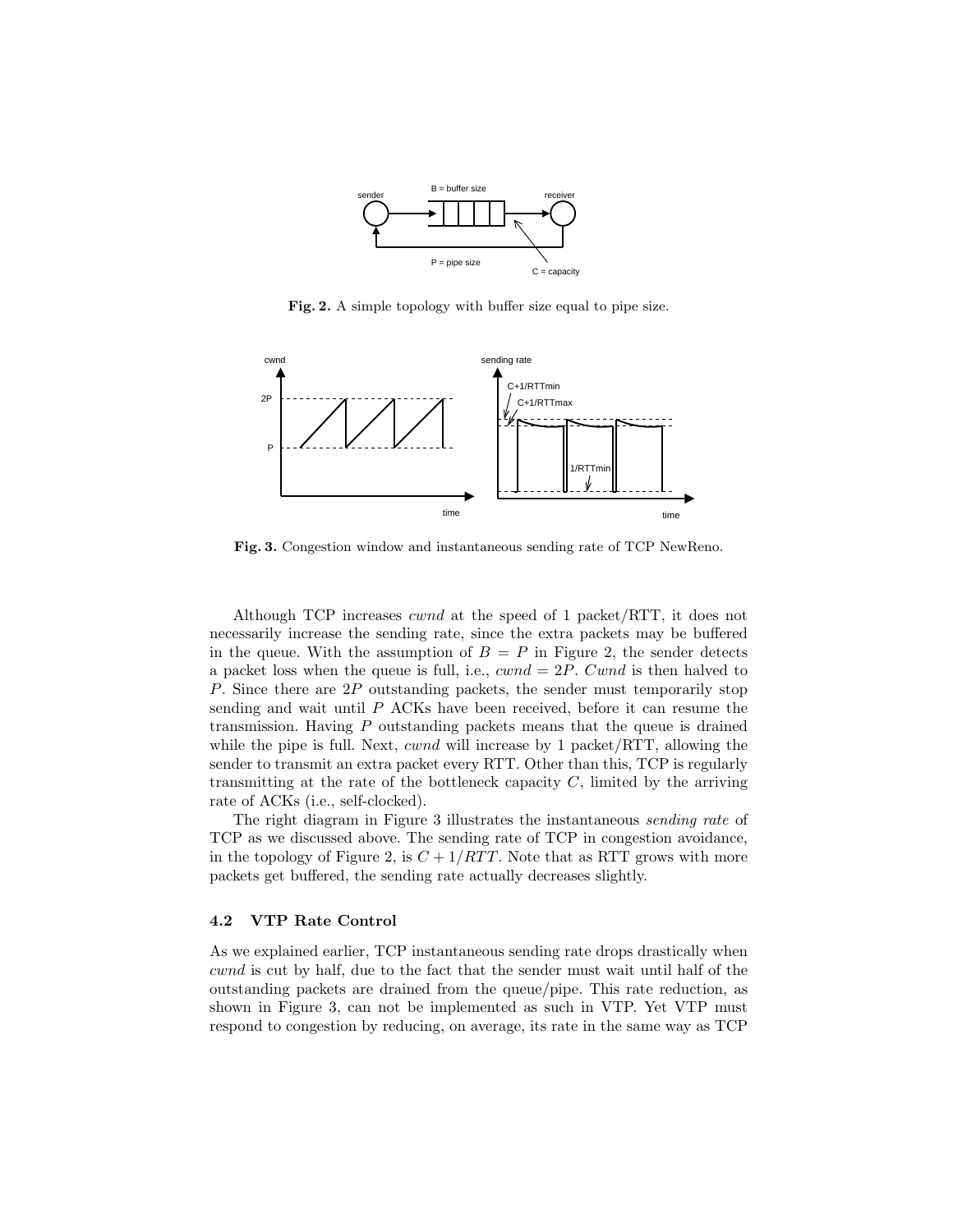**Fig. 2.** A simple topology with buffer size equal to pipe size.

**Fig. 3.** Congestion window and instantaneous sending rate of TCP NewReno.

Although TCP increases *cwnd* at the speed of 1 packet/RTT, it does not necessarily increase the sending rate, since the extra packets may be buffered in the queue. With the assumption of $B = P$ in Figure 2, the sender detects a packet loss when the queue is full, i.e., $cwnd = 2P$. *Cwnd* is then halved to $P$. Since there are $2P$ outstanding packets, the sender must temporarily stop sending and wait until $P$ ACKs have been received, before it can resume the transmission. Having $P$ outstanding packets means that the queue is drained while the pipe is full. Next, *cwnd* will increase by 1 packet/RTT, allowing the sender to transmit an extra packet every RTT. Other than this, TCP is regularly transmitting at the rate of the bottleneck capacity $C$, limited by the arriving rate of ACKs (i.e., self-clocked).

The right diagram in Figure 3 illustrates the instantaneous *sending rate* of TCP as we discussed above. The sending rate of TCP in congestion avoidance, in the topology of Figure 2, is $C + 1/RTT$. Note that as RTT grows with more packets get buffered, the sending rate actually decreases slightly.

### 4.2 VTP Rate Control

As we explained earlier, TCP instantaneous sending rate drops drastically when *cwnd* is cut by half, due to the fact that the sender must wait until half of the outstanding packets are drained from the queue/pipe. This rate reduction, as shown in Figure 3, can not be implemented as such in VTP. Yet VTP must respond to congestion by reducing, on average, its rate in the same way as TCP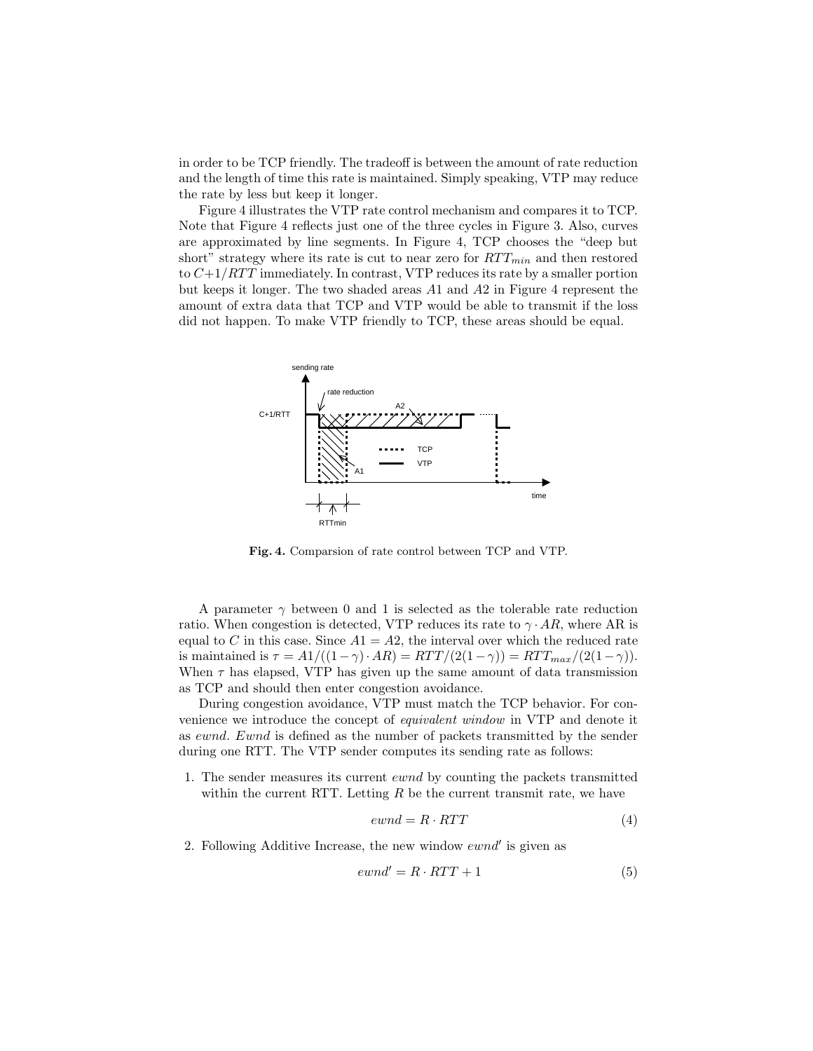in order to be TCP friendly. The tradeoff is between the amount of rate reduction and the length of time this rate is maintained. Simply speaking, VTP may reduce the rate by less but keep it longer.

Figure 4 illustrates the VTP rate control mechanism and compares it to TCP. Note that Figure 4 reflects just one of the three cycles in Figure 3. Also, curves are approximated by line segments. In Figure 4, TCP chooses the "deep but short" strategy where its rate is cut to near zero for $RTT_{min}$ and then restored to $C+1/RTT$ immediately. In contrast, VTP reduces its rate by a smaller portion but keeps it longer. The two shaded areas $A1$ and $A2$ in Figure 4 represent the amount of extra data that TCP and VTP would be able to transmit if the loss did not happen. To make VTP friendly to TCP, these areas should be equal.

**Fig. 4.** Comparsion of rate control between TCP and VTP.

A parameter $\gamma$ between 0 and 1 is selected as the tolerable rate reduction ratio. When congestion is detected, VTP reduces its rate to $\gamma \cdot AR$, where AR is equal to $C$ in this case. Since $A1 = A2$, the interval over which the reduced rate is maintained is $\tau = A1/((1-\gamma) \cdot AR) = RTT/(2(1-\gamma)) = RTT_{max}/(2(1-\gamma))$. When $\tau$ has elapsed, VTP has given up the same amount of data transmission as TCP and should then enter congestion avoidance.

During congestion avoidance, VTP must match the TCP behavior. For convenience we introduce the concept of *equivalent window* in VTP and denote it as *ewnd*. *Ewnd* is defined as the number of packets transmitted by the sender during one RTT. The VTP sender computes its sending rate as follows:

1. The sender measures its current *ewnd* by counting the packets transmitted within the current RTT. Letting $R$ be the current transmit rate, we have

$$ewnd = R \cdot RTT \tag{4}$$

2. Following Additive Increase, the new window $ewnd'$ is given as

$$ewnd' = R \cdot RTT + 1 \tag{5}$$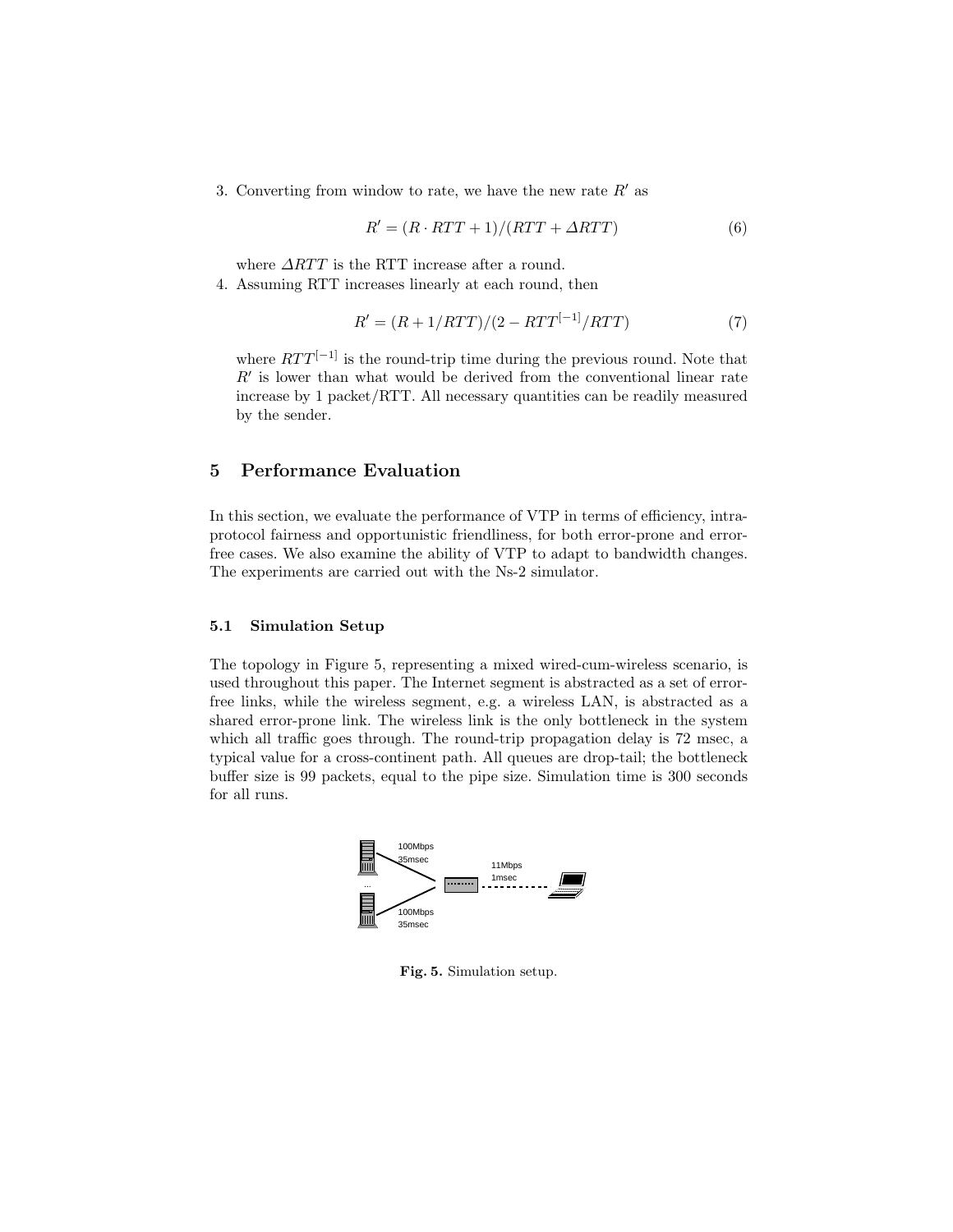3. Converting from window to rate, we have the new rate $R'$ as

$$R' = (R \cdot RTT + 1)/(RTT + \Delta RTT) \tag{6}$$

   where $\Delta RTT$ is the RTT increase after a round.

4. Assuming RTT increases linearly at each round, then

$$R' = (R + 1/RTT)/(2 - RTT^{[-1]}/RTT) \tag{7}$$

   where $RTT^{[-1]}$ is the round-trip time during the previous round. Note that $R'$ is lower than what would be derived from the conventional linear rate increase by 1 packet/RTT. All necessary quantities can be readily measured by the sender.

## 5 Performance Evaluation

In this section, we evaluate the performance of VTP in terms of efficiency, intra-protocol fairness and opportunistic friendliness, for both error-prone and error-free cases. We also examine the ability of VTP to adapt to bandwidth changes. The experiments are carried out with the Ns-2 simulator.

### 5.1 Simulation Setup

The topology in Figure 5, representing a mixed wired-cum-wireless scenario, is used throughout this paper. The Internet segment is abstracted as a set of error-free links, while the wireless segment, e.g. a wireless LAN, is abstracted as a shared error-prone link. The wireless link is the only bottleneck in the system which all traffic goes through. The round-trip propagation delay is 72 msec, a typical value for a cross-continent path. All queues are drop-tail; the bottleneck buffer size is 99 packets, equal to the pipe size. Simulation time is 300 seconds for all runs.

100Mbps 35msec

...

100Mbps 35msec

11Mbps 1msec

**Fig. 5.** Simulation setup.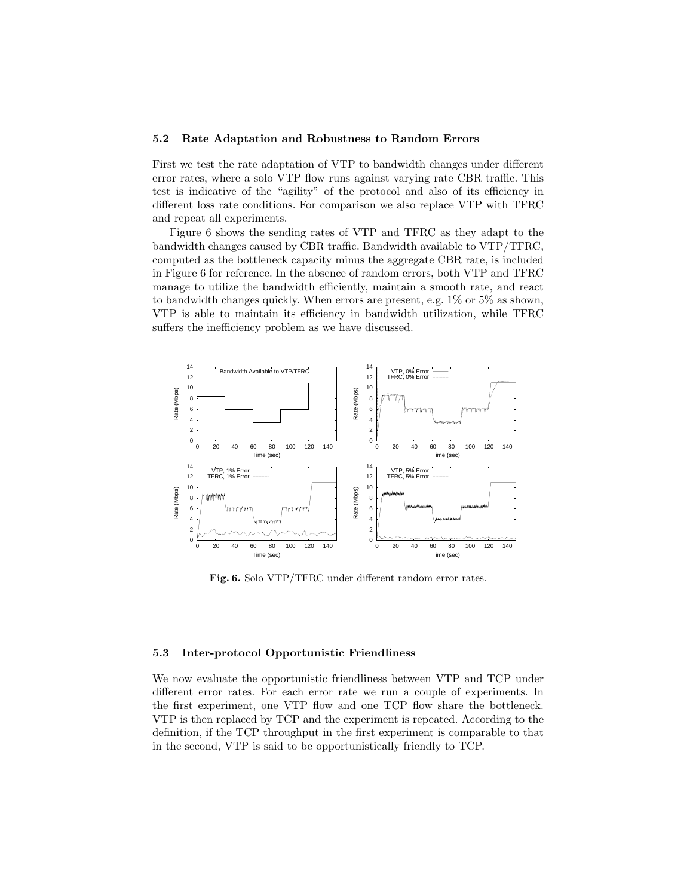### 5.2 Rate Adaptation and Robustness to Random Errors

First we test the rate adaptation of VTP to bandwidth changes under different error rates, where a solo VTP flow runs against varying rate CBR traffic. This test is indicative of the "agility" of the protocol and also of its efficiency in different loss rate conditions. For comparison we also replace VTP with TFRC and repeat all experiments.

Figure 6 shows the sending rates of VTP and TFRC as they adapt to the bandwidth changes caused by CBR traffic. Bandwidth available to VTP/TFRC, computed as the bottleneck capacity minus the aggregate CBR rate, is included in Figure 6 for reference. In the absence of random errors, both VTP and TFRC manage to utilize the bandwidth efficiently, maintain a smooth rate, and react to bandwidth changes quickly. When errors are present, e.g. 1% or 5% as shown, VTP is able to maintain its efficiency in bandwidth utilization, while TFRC suffers the inefficiency problem as we have discussed.

**Fig. 6.** Solo VTP/TFRC under different random error rates.

### 5.3 Inter-protocol Opportunistic Friendliness

We now evaluate the opportunistic friendliness between VTP and TCP under different error rates. For each error rate we run a couple of experiments. In the first experiment, one VTP flow and one TCP flow share the bottleneck. VTP is then replaced by TCP and the experiment is repeated. According to the definition, if the TCP throughput in the first experiment is comparable to that in the second, VTP is said to be opportunistically friendly to TCP.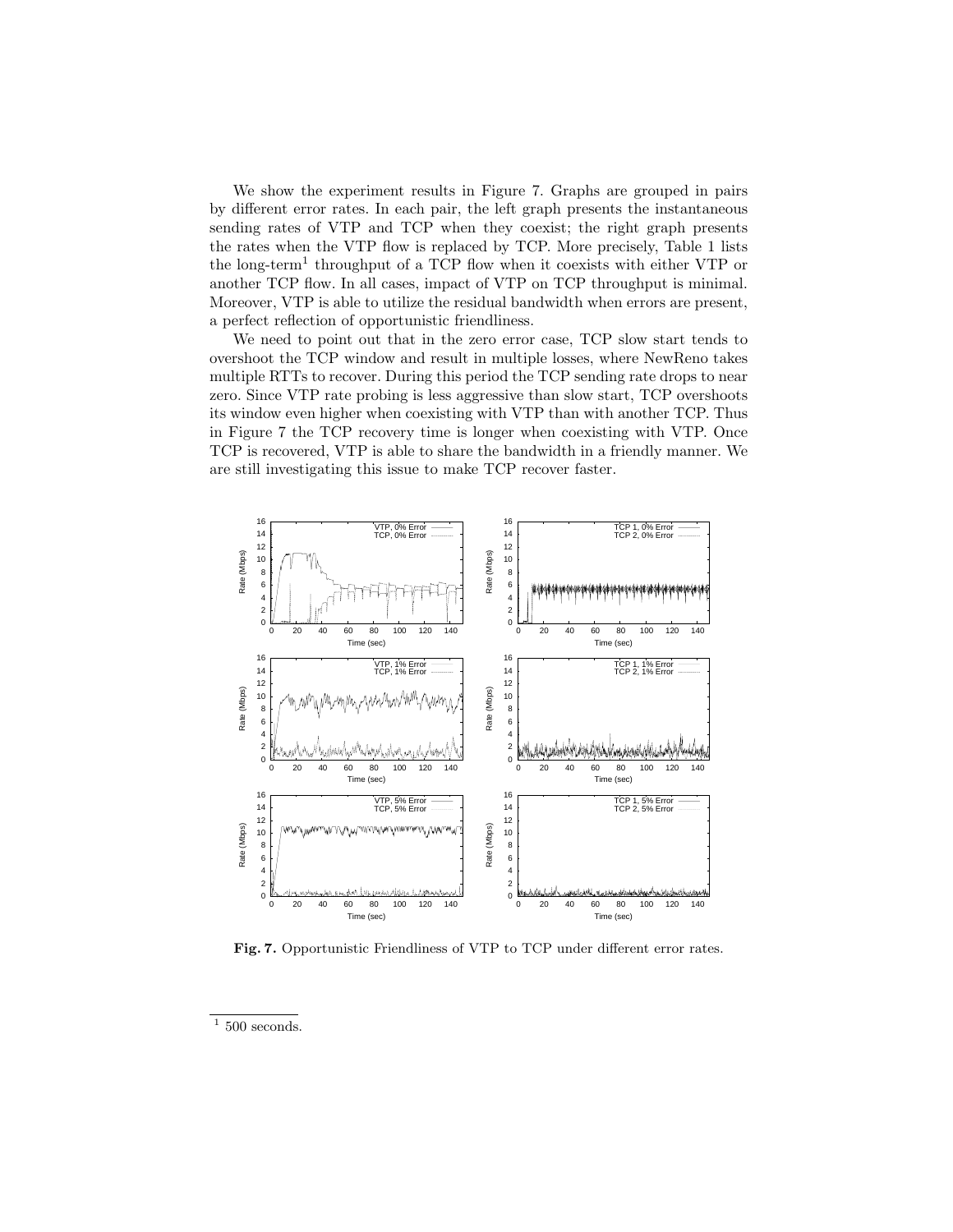We show the experiment results in Figure 7. Graphs are grouped in pairs by different error rates. In each pair, the left graph presents the instantaneous sending rates of VTP and TCP when they coexist; the right graph presents the rates when the VTP flow is replaced by TCP. More precisely, Table 1 lists the long-term[1] throughput of a TCP flow when it coexists with either VTP or another TCP flow. In all cases, impact of VTP on TCP throughput is minimal. Moreover, VTP is able to utilize the residual bandwidth when errors are present, a perfect reflection of opportunistic friendliness.

We need to point out that in the zero error case, TCP slow start tends to overshoot the TCP window and result in multiple losses, where NewReno takes multiple RTTs to recover. During this period the TCP sending rate drops to near zero. Since VTP rate probing is less aggressive than slow start, TCP overshoots its window even higher when coexisting with VTP than with another TCP. Thus in Figure 7 the TCP recovery time is longer when coexisting with VTP. Once TCP is recovered, VTP is able to share the bandwidth in a friendly manner. We are still investigating this issue to make TCP recover faster.

**Fig. 7.** Opportunistic Friendliness of VTP to TCP under different error rates.

[1] 500 seconds.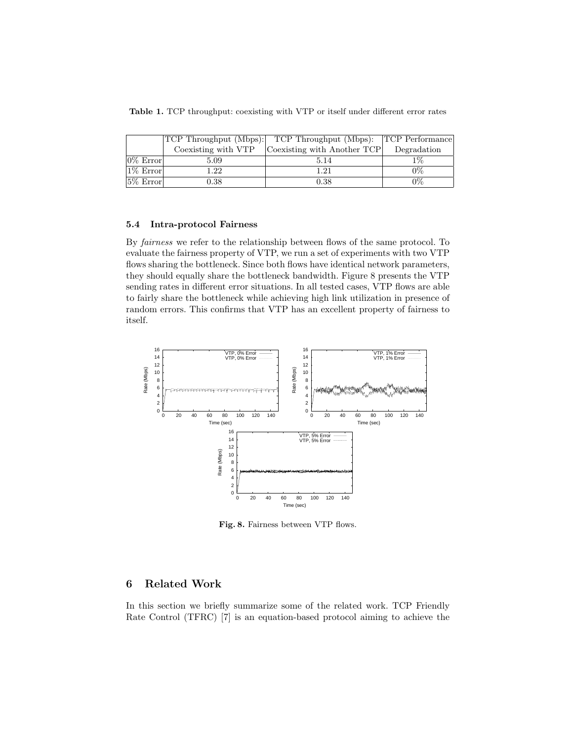**Table 1.** TCP throughput: coexisting with VTP or itself under different error rates

| | TCP Throughput (Mbps): Coexisting with VTP | TCP Throughput (Mbps): Coexisting with Another TCP | TCP Performance Degradation |
|---|---|---|---|
| 0% Error | 5.09 | 5.14 | 1% |
| 1% Error | 1.22 | 1.21 | 0% |
| 5% Error | 0.38 | 0.38 | 0% |

### 5.4 Intra-protocol Fairness

By *fairness* we refer to the relationship between flows of the same protocol. To evaluate the fairness property of VTP, we run a set of experiments with two VTP flows sharing the bottleneck. Since both flows have identical network parameters, they should equally share the bottleneck bandwidth. Figure 8 presents the VTP sending rates in different error situations. In all tested cases, VTP flows are able to fairly share the bottleneck while achieving high link utilization in presence of random errors. This confirms that VTP has an excellent property of fairness to itself.

**Fig. 8.** Fairness between VTP flows.

## 6 Related Work

In this section we briefly summarize some of the related work. TCP Friendly Rate Control (TFRC) [7] is an equation-based protocol aiming to achieve the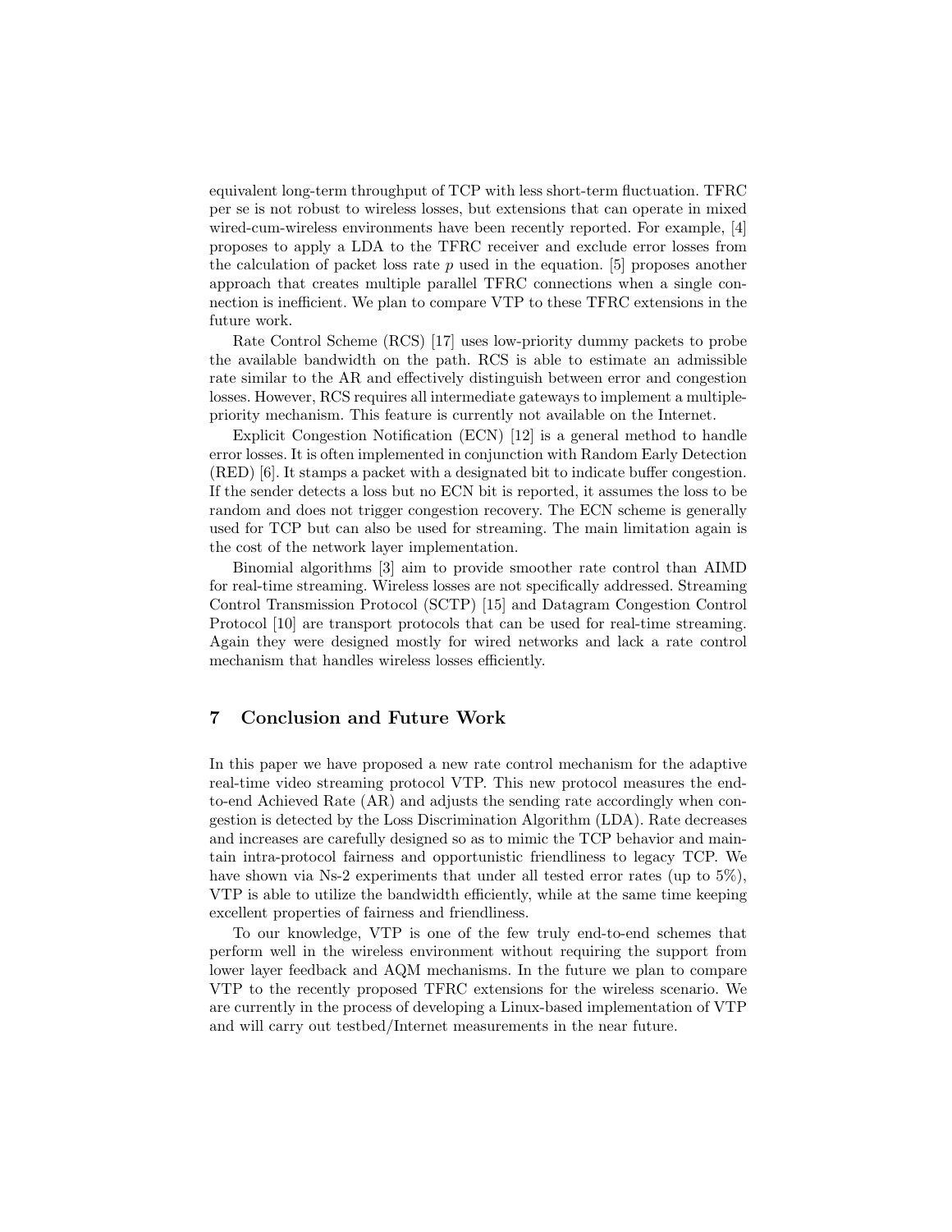equivalent long-term throughput of TCP with less short-term fluctuation. TFRC per se is not robust to wireless losses, but extensions that can operate in mixed wired-cum-wireless environments have been recently reported. For example, [4] proposes to apply a LDA to the TFRC receiver and exclude error losses from the calculation of packet loss rate $p$ used in the equation. [5] proposes another approach that creates multiple parallel TFRC connections when a single connection is inefficient. We plan to compare VTP to these TFRC extensions in the future work.

Rate Control Scheme (RCS) [17] uses low-priority dummy packets to probe the available bandwidth on the path. RCS is able to estimate an admissible rate similar to the AR and effectively distinguish between error and congestion losses. However, RCS requires all intermediate gateways to implement a multiple-priority mechanism. This feature is currently not available on the Internet.

Explicit Congestion Notification (ECN) [12] is a general method to handle error losses. It is often implemented in conjunction with Random Early Detection (RED) [6]. It stamps a packet with a designated bit to indicate buffer congestion. If the sender detects a loss but no ECN bit is reported, it assumes the loss to be random and does not trigger congestion recovery. The ECN scheme is generally used for TCP but can also be used for streaming. The main limitation again is the cost of the network layer implementation.

Binomial algorithms [3] aim to provide smoother rate control than AIMD for real-time streaming. Wireless losses are not specifically addressed. Streaming Control Transmission Protocol (SCTP) [15] and Datagram Congestion Control Protocol [10] are transport protocols that can be used for real-time streaming. Again they were designed mostly for wired networks and lack a rate control mechanism that handles wireless losses efficiently.

## 7 Conclusion and Future Work

In this paper we have proposed a new rate control mechanism for the adaptive real-time video streaming protocol VTP. This new protocol measures the end-to-end Achieved Rate (AR) and adjusts the sending rate accordingly when congestion is detected by the Loss Discrimination Algorithm (LDA). Rate decreases and increases are carefully designed so as to mimic the TCP behavior and maintain intra-protocol fairness and opportunistic friendliness to legacy TCP. We have shown via Ns-2 experiments that under all tested error rates (up to 5%), VTP is able to utilize the bandwidth efficiently, while at the same time keeping excellent properties of fairness and friendliness.

To our knowledge, VTP is one of the few truly end-to-end schemes that perform well in the wireless environment without requiring the support from lower layer feedback and AQM mechanisms. In the future we plan to compare VTP to the recently proposed TFRC extensions for the wireless scenario. We are currently in the process of developing a Linux-based implementation of VTP and will carry out testbed/Internet measurements in the near future.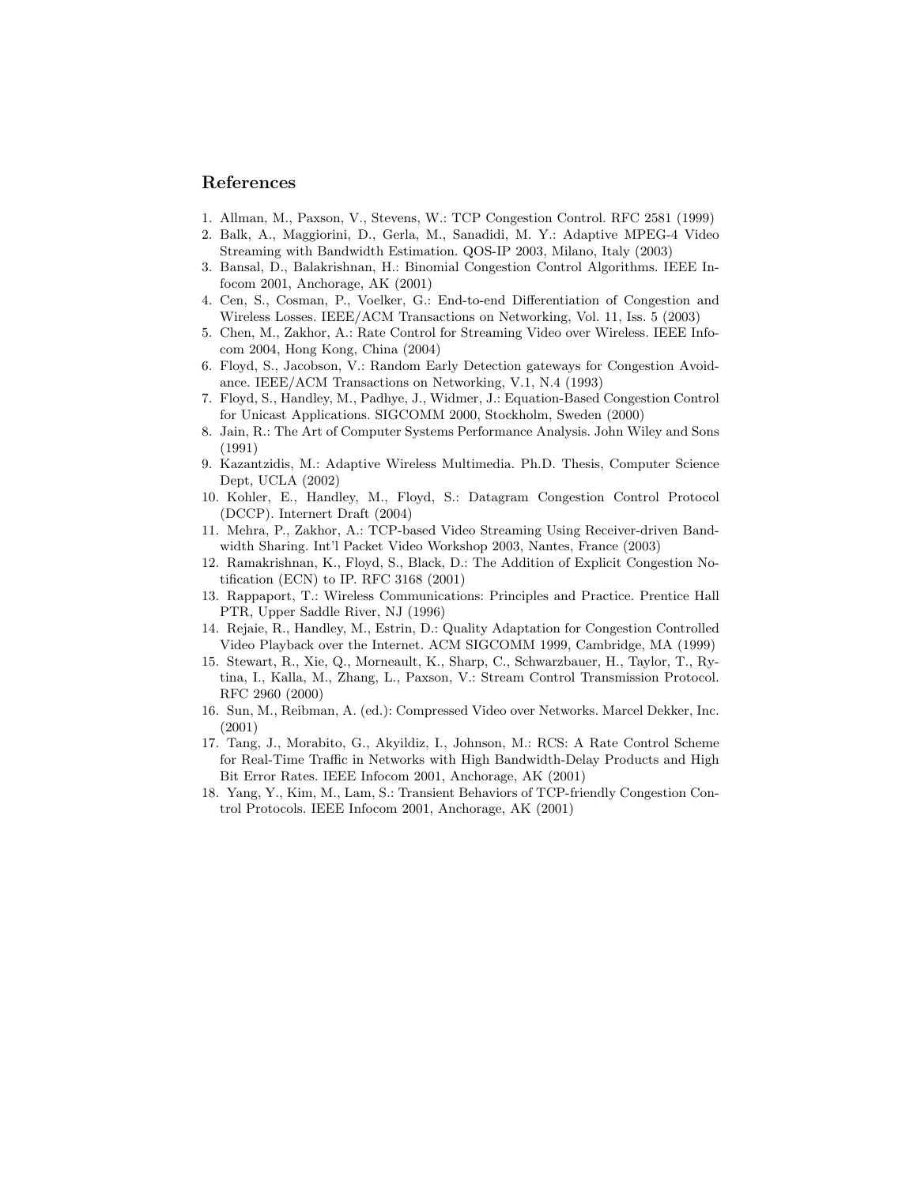## References

1. Allman, M., Paxson, V., Stevens, W.: TCP Congestion Control. RFC 2581 (1999)
2. Balk, A., Maggiorini, D., Gerla, M., Sanadidi, M. Y.: Adaptive MPEG-4 Video Streaming with Bandwidth Estimation. QOS-IP 2003, Milano, Italy (2003)
3. Bansal, D., Balakrishnan, H.: Binomial Congestion Control Algorithms. IEEE Infocom 2001, Anchorage, AK (2001)
4. Cen, S., Cosman, P., Voelker, G.: End-to-end Differentiation of Congestion and Wireless Losses. IEEE/ACM Transactions on Networking, Vol. 11, Iss. 5 (2003)
5. Chen, M., Zakhor, A.: Rate Control for Streaming Video over Wireless. IEEE Infocom 2004, Hong Kong, China (2004)
6. Floyd, S., Jacobson, V.: Random Early Detection gateways for Congestion Avoidance. IEEE/ACM Transactions on Networking, V.1, N.4 (1993)
7. Floyd, S., Handley, M., Padhye, J., Widmer, J.: Equation-Based Congestion Control for Unicast Applications. SIGCOMM 2000, Stockholm, Sweden (2000)
8. Jain, R.: The Art of Computer Systems Performance Analysis. John Wiley and Sons (1991)
9. Kazantzidis, M.: Adaptive Wireless Multimedia. Ph.D. Thesis, Computer Science Dept, UCLA (2002)
10. Kohler, E., Handley, M., Floyd, S.: Datagram Congestion Control Protocol (DCCP). Internert Draft (2004)
11. Mehra, P., Zakhor, A.: TCP-based Video Streaming Using Receiver-driven Bandwidth Sharing. Int'l Packet Video Workshop 2003, Nantes, France (2003)
12. Ramakrishnan, K., Floyd, S., Black, D.: The Addition of Explicit Congestion Notification (ECN) to IP. RFC 3168 (2001)
13. Rappaport, T.: Wireless Communications: Principles and Practice. Prentice Hall PTR, Upper Saddle River, NJ (1996)
14. Rejaie, R., Handley, M., Estrin, D.: Quality Adaptation for Congestion Controlled Video Playback over the Internet. ACM SIGCOMM 1999, Cambridge, MA (1999)
15. Stewart, R., Xie, Q., Morneault, K., Sharp, C., Schwarzbauer, H., Taylor, T., Rytina, I., Kalla, M., Zhang, L., Paxson, V.: Stream Control Transmission Protocol. RFC 2960 (2000)
16. Sun, M., Reibman, A. (ed.): Compressed Video over Networks. Marcel Dekker, Inc. (2001)
17. Tang, J., Morabito, G., Akyildiz, I., Johnson, M.: RCS: A Rate Control Scheme for Real-Time Traffic in Networks with High Bandwidth-Delay Products and High Bit Error Rates. IEEE Infocom 2001, Anchorage, AK (2001)
18. Yang, Y., Kim, M., Lam, S.: Transient Behaviors of TCP-friendly Congestion Control Protocols. IEEE Infocom 2001, Anchorage, AK (2001)